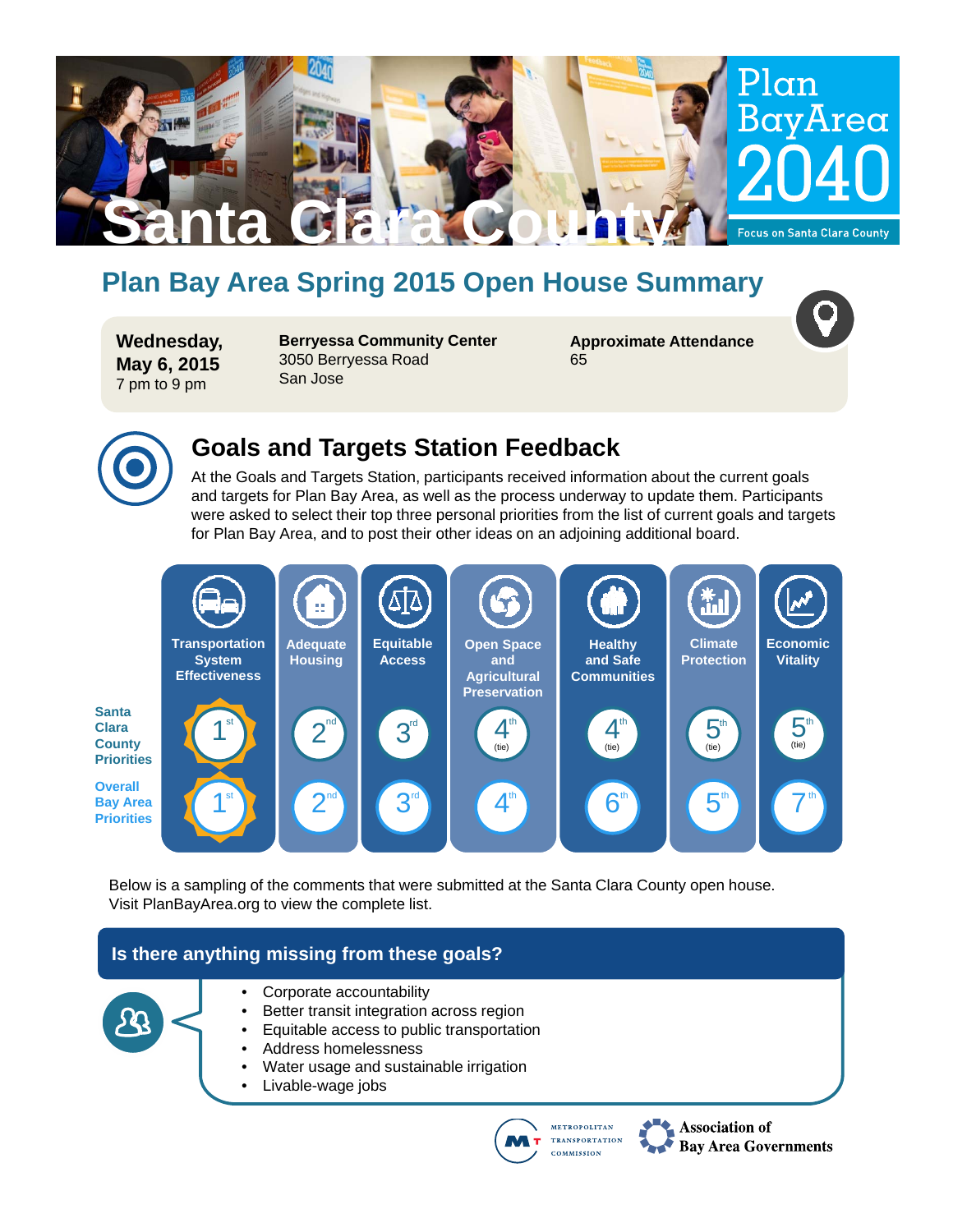# Santa Clara County

**Plan Bay Area 2040**

Focus on Santa Clara County

## Plan Bay Area Spring 2015 Open House Summary

**Wednesday, May 6, 2015**
7 pm to 9 pm

**Berryessa Community Center**
3050 Berryessa Road
San Jose

**Approximate Attendance**
65

## Goals and Targets Station Feedback

At the Goals and Targets Station, participants received information about the current goals and targets for Plan Bay Area, as well as the process underway to update them. Participants were asked to select their top three personal priorities from the list of current goals and targets for Plan Bay Area, and to post their other ideas on an adjoining additional board.

| | Transportation System Effectiveness | Adequate Housing | Equitable Access | Open Space and Agricultural Preservation | Healthy and Safe Communities | Climate Protection | Economic Vitality |
|---|---|---|---|---|---|---|---|
| Santa Clara County Priorities | 1st | 2nd | 3rd | 4th (tie) | 4th (tie) | 5th (tie) | 5th (tie) |
| Overall Bay Area Priorities | 1st | 2nd | 3rd | 4th | 6th | 5th | 7th |

Below is a sampling of the comments that were submitted at the Santa Clara County open house. Visit PlanBayArea.org to view the complete list.

### Is there anything missing from these goals?

- Corporate accountability
- Better transit integration across region
- Equitable access to public transportation
- Address homelessness
- Water usage and sustainable irrigation
- Livable-wage jobs

Metropolitan Transportation Commission

Association of Bay Area Governments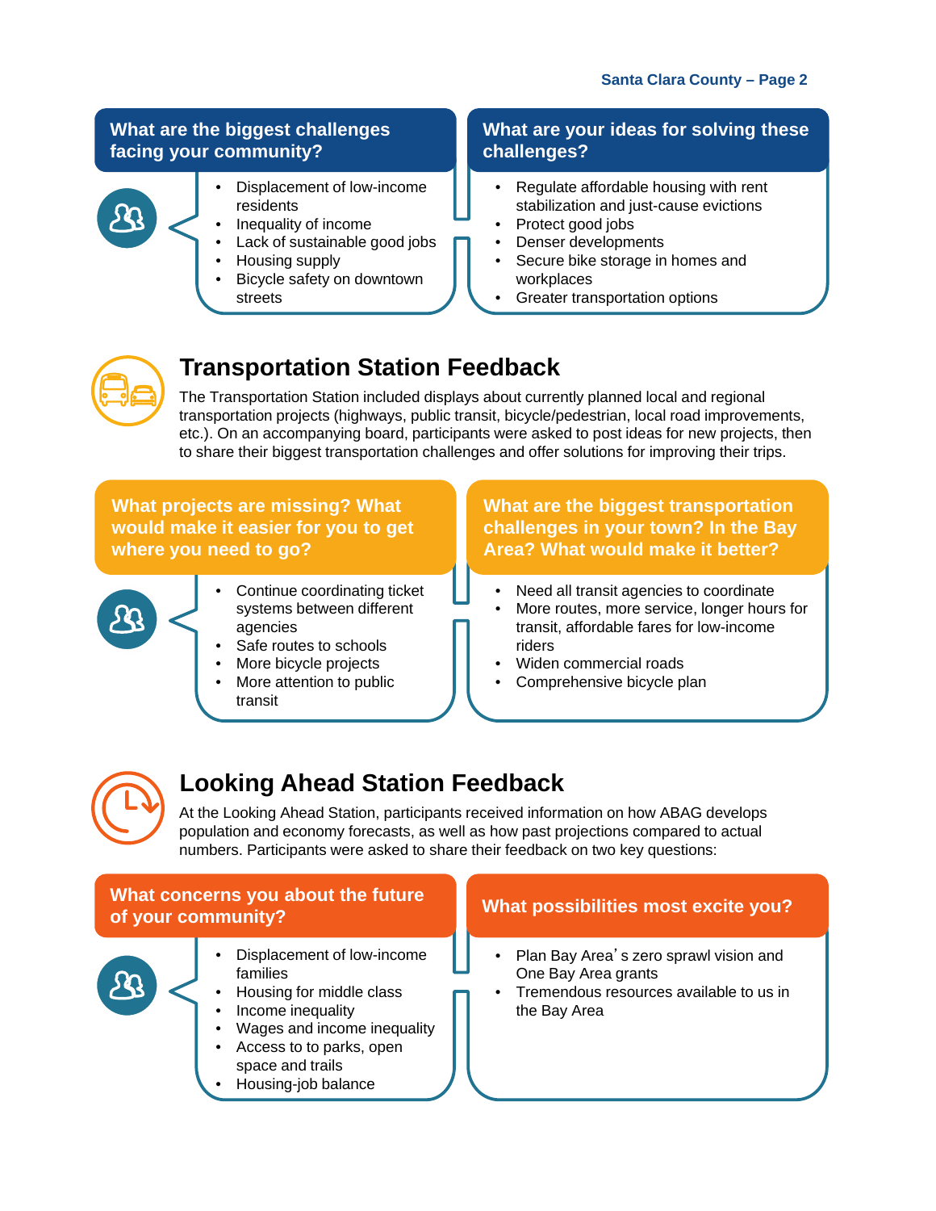### What are the biggest challenges facing your community?

- Displacement of low-income residents
- Inequality of income
- Lack of sustainable good jobs
- Housing supply
- Bicycle safety on downtown streets

### What are your ideas for solving these challenges?

- Regulate affordable housing with rent stabilization and just-cause evictions
- Protect good jobs
- Denser developments
- Secure bike storage in homes and workplaces
- Greater transportation options

## Transportation Station Feedback

The Transportation Station included displays about currently planned local and regional transportation projects (highways, public transit, bicycle/pedestrian, local road improvements, etc.). On an accompanying board, participants were asked to post ideas for new projects, then to share their biggest transportation challenges and offer solutions for improving their trips.

### What projects are missing? What would make it easier for you to get where you need to go?

- Continue coordinating ticket systems between different agencies
- Safe routes to schools
- More bicycle projects
- More attention to public transit

### What are the biggest transportation challenges in your town? In the Bay Area? What would make it better?

- Need all transit agencies to coordinate
- More routes, more service, longer hours for transit, affordable fares for low-income riders
- Widen commercial roads
- Comprehensive bicycle plan

## Looking Ahead Station Feedback

At the Looking Ahead Station, participants received information on how ABAG develops population and economy forecasts, as well as how past projections compared to actual numbers. Participants were asked to share their feedback on two key questions:

### What concerns you about the future of your community?

- Displacement of low-income families
- Housing for middle class
- Income inequality
- Wages and income inequality
- Access to to parks, open space and trails
- Housing-job balance

### What possibilities most excite you?

- Plan Bay Area's zero sprawl vision and One Bay Area grants
- Tremendous resources available to us in the Bay Area